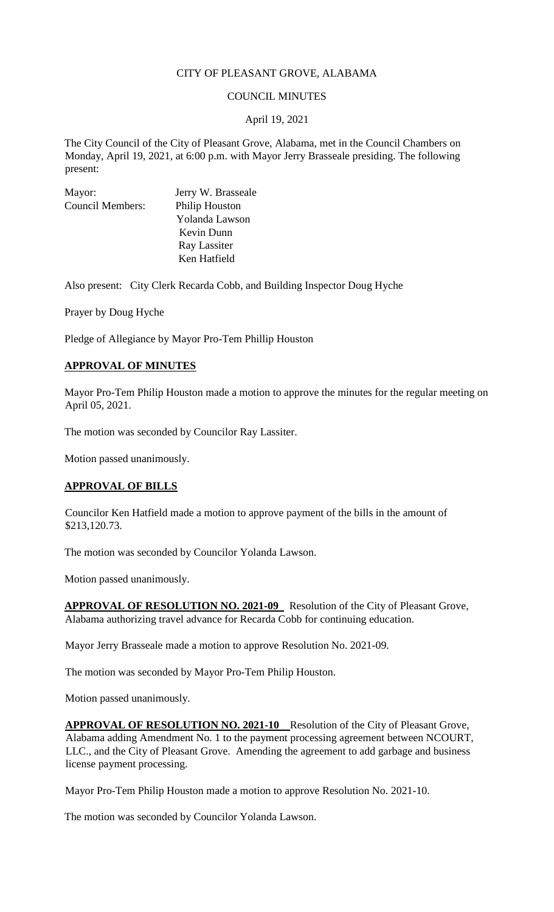# CITY OF PLEASANT GROVE, ALABAMA

## COUNCIL MINUTES

April 19, 2021

The City Council of the City of Pleasant Grove, Alabama, met in the Council Chambers on Monday, April 19, 2021, at 6:00 p.m. with Mayor Jerry Brasseale presiding. The following present:

| | |
|---|---|
| Mayor: | Jerry W. Brasseale |
| Council Members: | Philip Houston |
| | Yolanda Lawson |
| | Kevin Dunn |
| | Ray Lassiter |
| | Ken Hatfield |

Also present: City Clerk Recarda Cobb, and Building Inspector Doug Hyche

Prayer by Doug Hyche

Pledge of Allegiance by Mayor Pro-Tem Phillip Houston

**APPROVAL OF MINUTES**

Mayor Pro-Tem Philip Houston made a motion to approve the minutes for the regular meeting on April 05, 2021.

The motion was seconded by Councilor Ray Lassiter.

Motion passed unanimously.

**APPROVAL OF BILLS**

Councilor Ken Hatfield made a motion to approve payment of the bills in the amount of $213,120.73.

The motion was seconded by Councilor Yolanda Lawson.

Motion passed unanimously.

**APPROVAL OF RESOLUTION NO. 2021-09** Resolution of the City of Pleasant Grove, Alabama authorizing travel advance for Recarda Cobb for continuing education.

Mayor Jerry Brasseale made a motion to approve Resolution No. 2021-09.

The motion was seconded by Mayor Pro-Tem Philip Houston.

Motion passed unanimously.

**APPROVAL OF RESOLUTION NO. 2021-10** Resolution of the City of Pleasant Grove, Alabama adding Amendment No. 1 to the payment processing agreement between NCOURT, LLC., and the City of Pleasant Grove. Amending the agreement to add garbage and business license payment processing.

Mayor Pro-Tem Philip Houston made a motion to approve Resolution No. 2021-10.

The motion was seconded by Councilor Yolanda Lawson.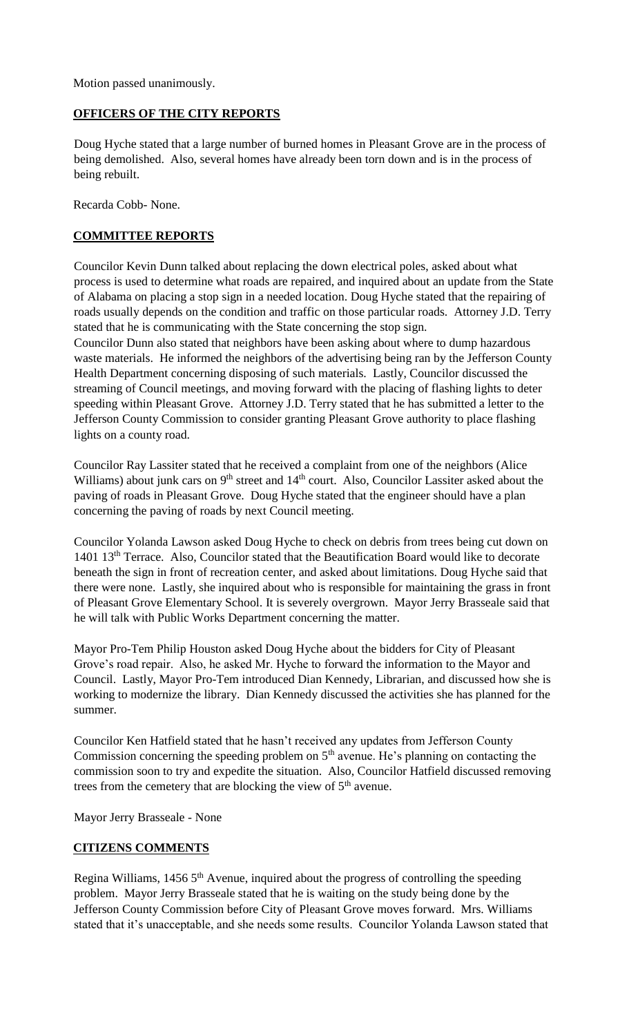Motion passed unanimously.

## OFFICERS OF THE CITY REPORTS

Doug Hyche stated that a large number of burned homes in Pleasant Grove are in the process of being demolished. Also, several homes have already been torn down and is in the process of being rebuilt.

Recarda Cobb- None.

## COMMITTEE REPORTS

Councilor Kevin Dunn talked about replacing the down electrical poles, asked about what process is used to determine what roads are repaired, and inquired about an update from the State of Alabama on placing a stop sign in a needed location. Doug Hyche stated that the repairing of roads usually depends on the condition and traffic on those particular roads. Attorney J.D. Terry stated that he is communicating with the State concerning the stop sign.

Councilor Dunn also stated that neighbors have been asking about where to dump hazardous waste materials. He informed the neighbors of the advertising being ran by the Jefferson County Health Department concerning disposing of such materials. Lastly, Councilor discussed the streaming of Council meetings, and moving forward with the placing of flashing lights to deter speeding within Pleasant Grove. Attorney J.D. Terry stated that he has submitted a letter to the Jefferson County Commission to consider granting Pleasant Grove authority to place flashing lights on a county road.

Councilor Ray Lassiter stated that he received a complaint from one of the neighbors (Alice Williams) about junk cars on 9th street and 14th court. Also, Councilor Lassiter asked about the paving of roads in Pleasant Grove. Doug Hyche stated that the engineer should have a plan concerning the paving of roads by next Council meeting.

Councilor Yolanda Lawson asked Doug Hyche to check on debris from trees being cut down on 1401 13th Terrace. Also, Councilor stated that the Beautification Board would like to decorate beneath the sign in front of recreation center, and asked about limitations. Doug Hyche said that there were none. Lastly, she inquired about who is responsible for maintaining the grass in front of Pleasant Grove Elementary School. It is severely overgrown. Mayor Jerry Brasseale said that he will talk with Public Works Department concerning the matter.

Mayor Pro-Tem Philip Houston asked Doug Hyche about the bidders for City of Pleasant Grove's road repair. Also, he asked Mr. Hyche to forward the information to the Mayor and Council. Lastly, Mayor Pro-Tem introduced Dian Kennedy, Librarian, and discussed how she is working to modernize the library. Dian Kennedy discussed the activities she has planned for the summer.

Councilor Ken Hatfield stated that he hasn't received any updates from Jefferson County Commission concerning the speeding problem on 5th avenue. He's planning on contacting the commission soon to try and expedite the situation. Also, Councilor Hatfield discussed removing trees from the cemetery that are blocking the view of 5th avenue.

Mayor Jerry Brasseale - None

## CITIZENS COMMENTS

Regina Williams, 1456 5th Avenue, inquired about the progress of controlling the speeding problem. Mayor Jerry Brasseale stated that he is waiting on the study being done by the Jefferson County Commission before City of Pleasant Grove moves forward. Mrs. Williams stated that it's unacceptable, and she needs some results. Councilor Yolanda Lawson stated that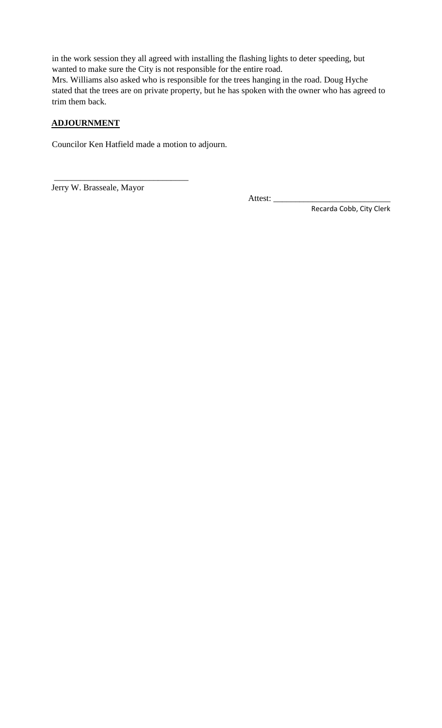in the work session they all agreed with installing the flashing lights to deter speeding, but wanted to make sure the City is not responsible for the entire road.
Mrs. Williams also asked who is responsible for the trees hanging in the road. Doug Hyche stated that the trees are on private property, but he has spoken with the owner who has agreed to trim them back.

## **ADJOURNMENT**

Councilor Ken Hatfield made a motion to adjourn.

_______________________________
Jerry W. Brasseale, Mayor

Attest: ___________________________
Recarda Cobb, City Clerk